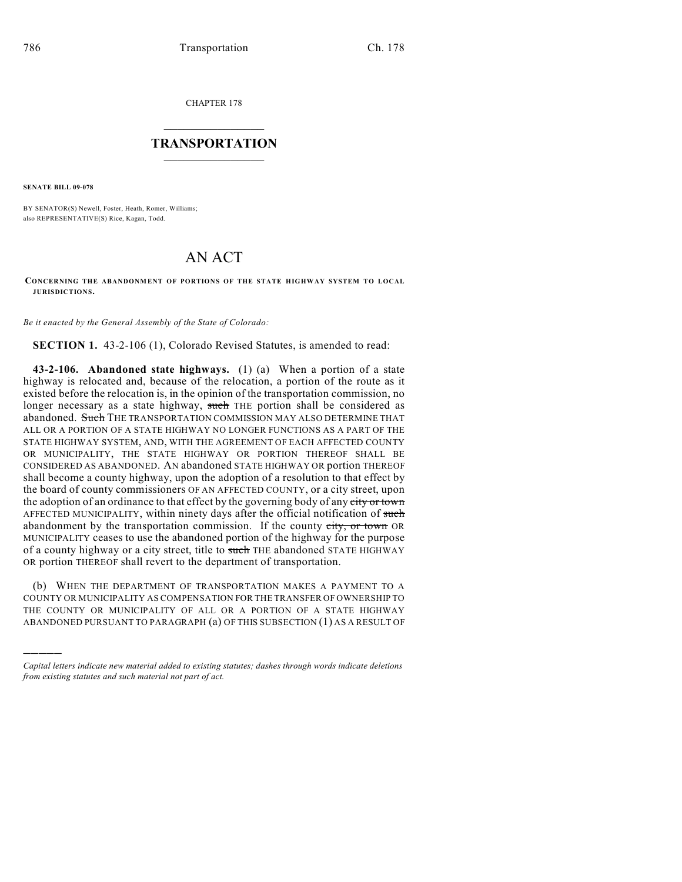CHAPTER 178

# TRANSPORTATION

**SENATE BILL 09-078**

BY SENATOR(S) Newell, Foster, Heath, Romer, Williams;
also REPRESENTATIVE(S) Rice, Kagan, Todd.

# AN ACT

**CONCERNING THE ABANDONMENT OF PORTIONS OF THE STATE HIGHWAY SYSTEM TO LOCAL JURISDICTIONS.**

*Be it enacted by the General Assembly of the State of Colorado:*

**SECTION 1.** 43-2-106 (1), Colorado Revised Statutes, is amended to read:

**43-2-106. Abandoned state highways.** (1) (a) When a portion of a state highway is relocated and, because of the relocation, a portion of the route as it existed before the relocation is, in the opinion of the transportation commission, no longer necessary as a state highway, ~~such~~ THE portion shall be considered as abandoned. ~~Such~~ THE TRANSPORTATION COMMISSION MAY ALSO DETERMINE THAT ALL OR A PORTION OF A STATE HIGHWAY NO LONGER FUNCTIONS AS A PART OF THE STATE HIGHWAY SYSTEM, AND, WITH THE AGREEMENT OF EACH AFFECTED COUNTY OR MUNICIPALITY, THE STATE HIGHWAY OR PORTION THEREOF SHALL BE CONSIDERED AS ABANDONED. AN abandoned STATE HIGHWAY OR portion THEREOF shall become a county highway, upon the adoption of a resolution to that effect by the board of county commissioners OF AN AFFECTED COUNTY, or a city street, upon the adoption of an ordinance to that effect by the governing body of any ~~city or town~~ AFFECTED MUNICIPALITY, within ninety days after the official notification of ~~such~~ abandonment by the transportation commission. If the county ~~city, or town~~ OR MUNICIPALITY ceases to use the abandoned portion of the highway for the purpose of a county highway or a city street, title to ~~such~~ THE abandoned STATE HIGHWAY OR portion THEREOF shall revert to the department of transportation.

(b) WHEN THE DEPARTMENT OF TRANSPORTATION MAKES A PAYMENT TO A COUNTY OR MUNICIPALITY AS COMPENSATION FOR THE TRANSFER OF OWNERSHIP TO THE COUNTY OR MUNICIPALITY OF ALL OR A PORTION OF A STATE HIGHWAY ABANDONED PURSUANT TO PARAGRAPH (a) OF THIS SUBSECTION (1) AS A RESULT OF

---

*Capital letters indicate new material added to existing statutes; dashes through words indicate deletions from existing statutes and such material not part of act.*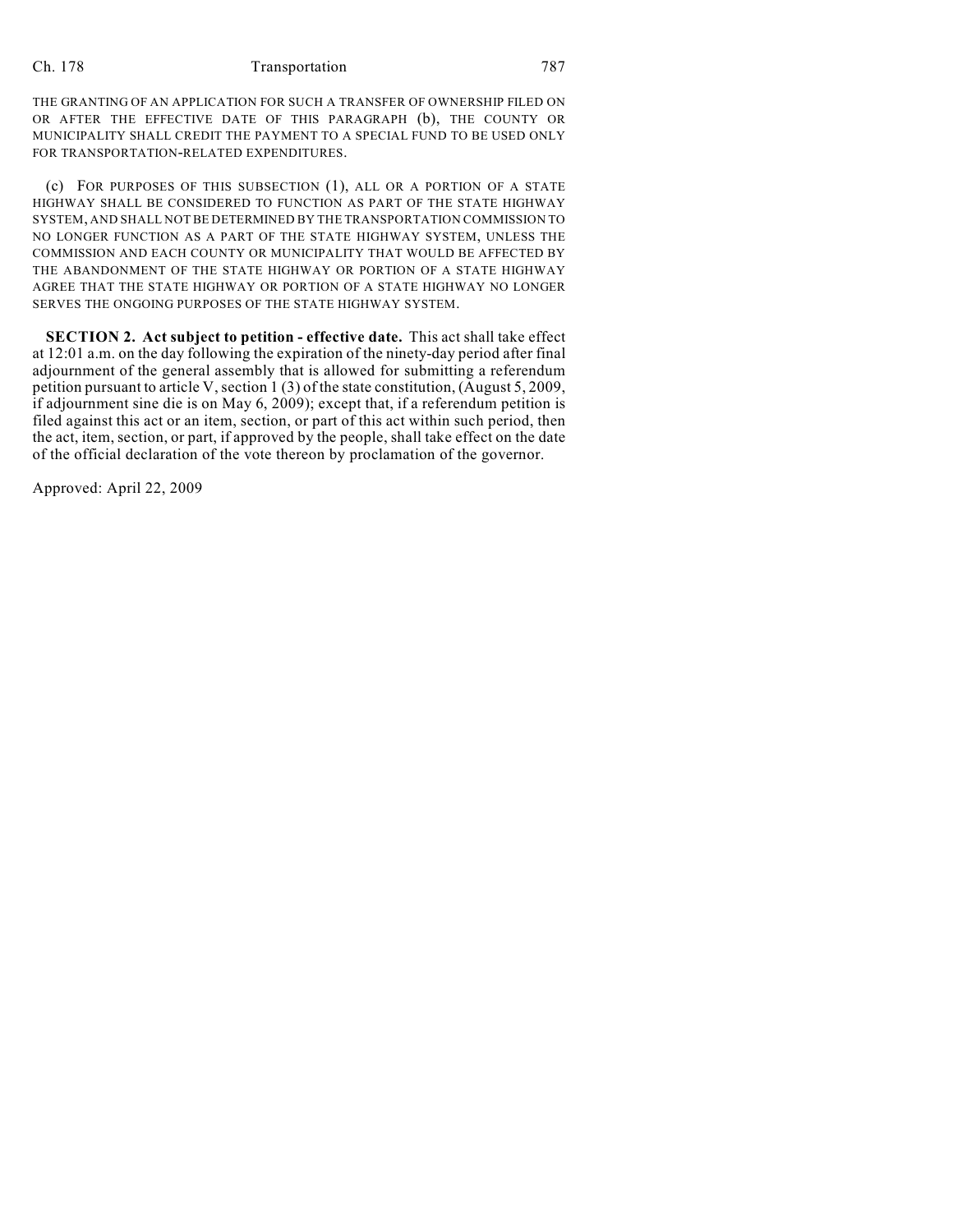THE GRANTING OF AN APPLICATION FOR SUCH A TRANSFER OF OWNERSHIP FILED ON OR AFTER THE EFFECTIVE DATE OF THIS PARAGRAPH (b), THE COUNTY OR MUNICIPALITY SHALL CREDIT THE PAYMENT TO A SPECIAL FUND TO BE USED ONLY FOR TRANSPORTATION-RELATED EXPENDITURES.

(c) FOR PURPOSES OF THIS SUBSECTION (1), ALL OR A PORTION OF A STATE HIGHWAY SHALL BE CONSIDERED TO FUNCTION AS PART OF THE STATE HIGHWAY SYSTEM, AND SHALL NOT BE DETERMINED BY THE TRANSPORTATION COMMISSION TO NO LONGER FUNCTION AS A PART OF THE STATE HIGHWAY SYSTEM, UNLESS THE COMMISSION AND EACH COUNTY OR MUNICIPALITY THAT WOULD BE AFFECTED BY THE ABANDONMENT OF THE STATE HIGHWAY OR PORTION OF A STATE HIGHWAY AGREE THAT THE STATE HIGHWAY OR PORTION OF A STATE HIGHWAY NO LONGER SERVES THE ONGOING PURPOSES OF THE STATE HIGHWAY SYSTEM.

**SECTION 2. Act subject to petition - effective date.** This act shall take effect at 12:01 a.m. on the day following the expiration of the ninety-day period after final adjournment of the general assembly that is allowed for submitting a referendum petition pursuant to article V, section 1 (3) of the state constitution, (August 5, 2009, if adjournment sine die is on May 6, 2009); except that, if a referendum petition is filed against this act or an item, section, or part of this act within such period, then the act, item, section, or part, if approved by the people, shall take effect on the date of the official declaration of the vote thereon by proclamation of the governor.

Approved: April 22, 2009